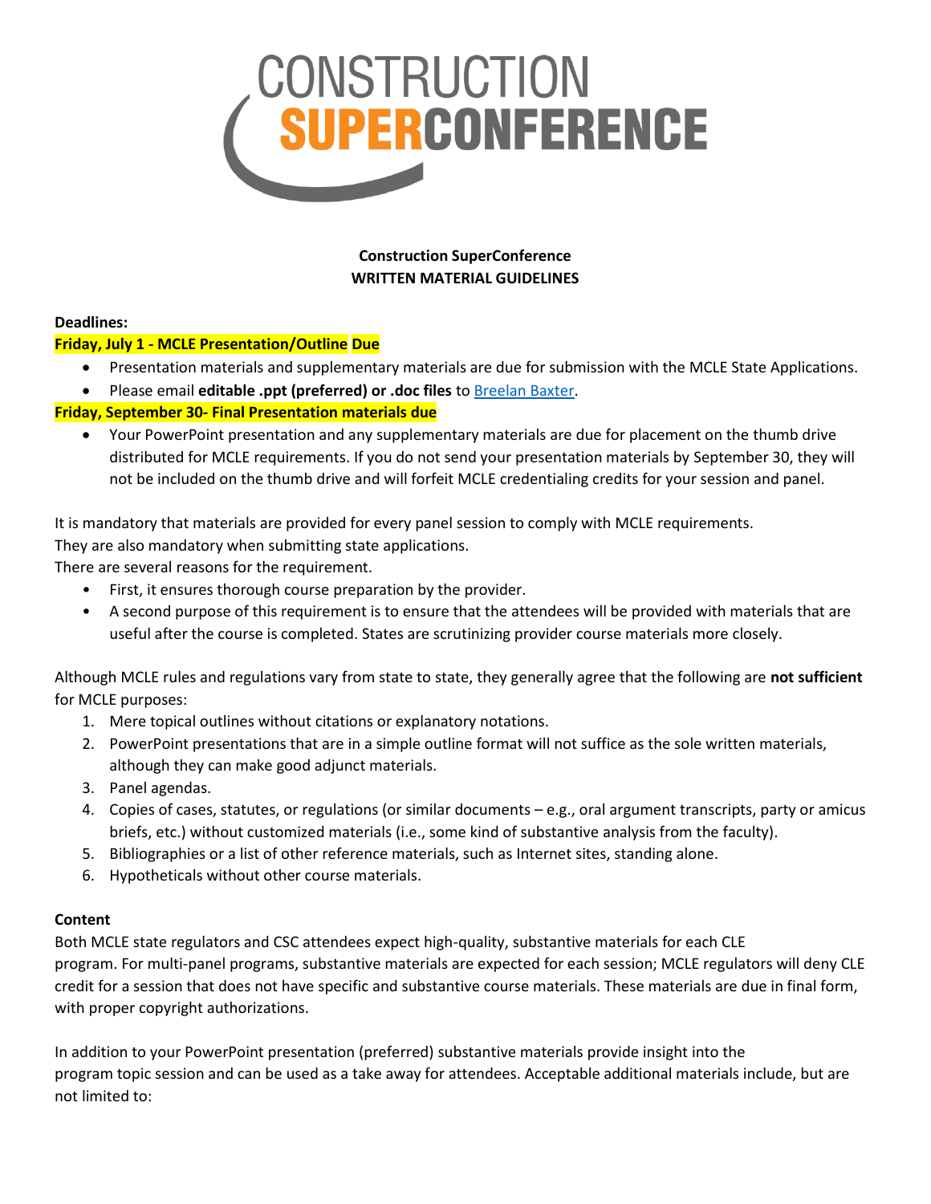# Construction SuperConference
## WRITTEN MATERIAL GUIDELINES

**Deadlines:**

**Friday, July 1 - MCLE Presentation/Outline Due**

- Presentation materials and supplementary materials are due for submission with the MCLE State Applications.
- Please email **editable .ppt (preferred) or .doc files** to Breelan Baxter.

**Friday, September 30- Final Presentation materials due**

- Your PowerPoint presentation and any supplementary materials are due for placement on the thumb drive distributed for MCLE requirements. If you do not send your presentation materials by September 30, they will not be included on the thumb drive and will forfeit MCLE credentialing credits for your session and panel.

It is mandatory that materials are provided for every panel session to comply with MCLE requirements.
They are also mandatory when submitting state applications.
There are several reasons for the requirement.

- First, it ensures thorough course preparation by the provider.
- A second purpose of this requirement is to ensure that the attendees will be provided with materials that are useful after the course is completed. States are scrutinizing provider course materials more closely.

Although MCLE rules and regulations vary from state to state, they generally agree that the following are **not sufficient** for MCLE purposes:

1. Mere topical outlines without citations or explanatory notations.
2. PowerPoint presentations that are in a simple outline format will not suffice as the sole written materials, although they can make good adjunct materials.
3. Panel agendas.
4. Copies of cases, statutes, or regulations (or similar documents – e.g., oral argument transcripts, party or amicus briefs, etc.) without customized materials (i.e., some kind of substantive analysis from the faculty).
5. Bibliographies or a list of other reference materials, such as Internet sites, standing alone.
6. Hypotheticals without other course materials.

**Content**

Both MCLE state regulators and CSC attendees expect high-quality, substantive materials for each CLE program. For multi-panel programs, substantive materials are expected for each session; MCLE regulators will deny CLE credit for a session that does not have specific and substantive course materials. These materials are due in final form, with proper copyright authorizations.

In addition to your PowerPoint presentation (preferred) substantive materials provide insight into the program topic session and can be used as a take away for attendees. Acceptable additional materials include, but are not limited to: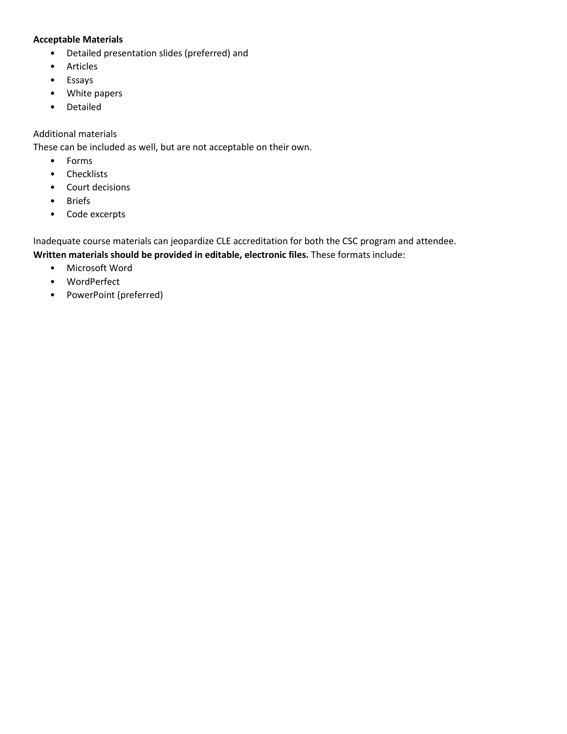**Acceptable Materials**

- Detailed presentation slides (preferred) and
- Articles
- Essays
- White papers
- Detailed

Additional materials

These can be included as well, but are not acceptable on their own.

- Forms
- Checklists
- Court decisions
- Briefs
- Code excerpts

Inadequate course materials can jeopardize CLE accreditation for both the CSC program and attendee.

**Written materials should be provided in editable, electronic files.** These formats include:

- Microsoft Word
- WordPerfect
- PowerPoint (preferred)